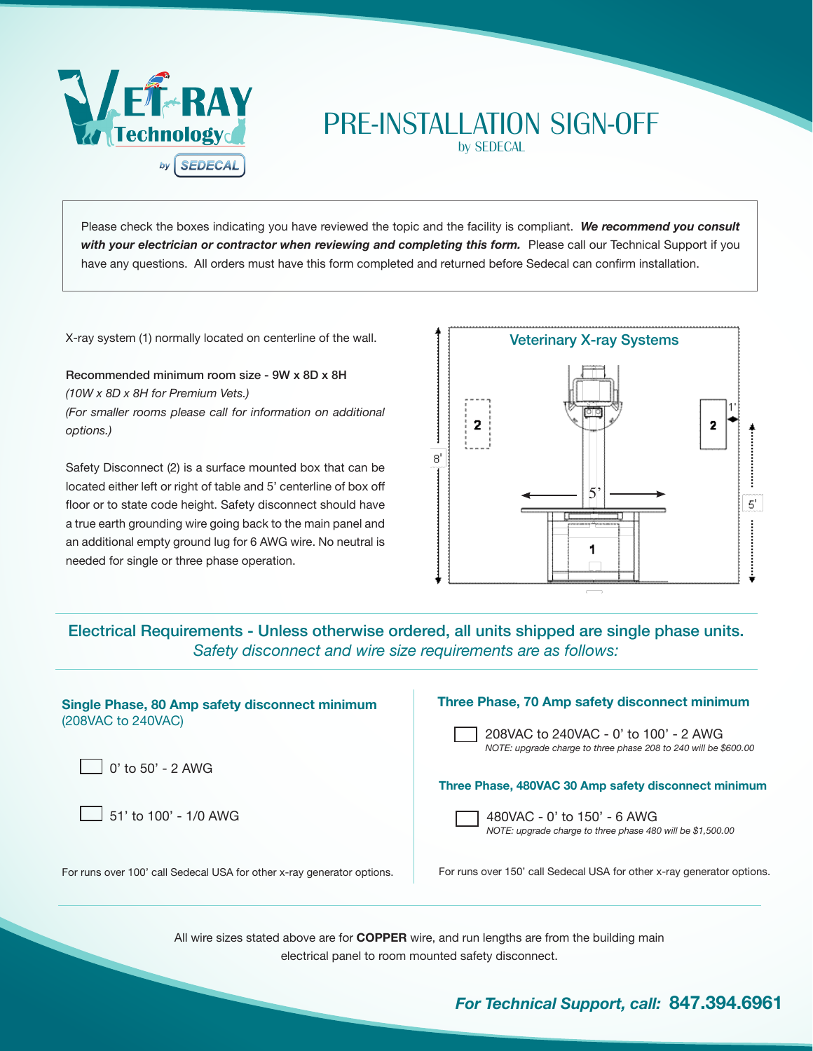# PRE-INSTALLATION SIGN-OFF

by SEDECAL

Please check the boxes indicating you have reviewed the topic and the facility is compliant. ***We recommend you consult with your electrician or contractor when reviewing and completing this form.*** Please call our Technical Support if you have any questions. All orders must have this form completed and returned before Sedecal can confirm installation.

X-ray system (1) normally located on centerline of the wall.

Recommended minimum room size - 9W x 8D x 8H
*(10W x 8D x 8H for Premium Vets.)*
*(For smaller rooms please call for information on additional options.)*

Safety Disconnect (2) is a surface mounted box that can be located either left or right of table and 5' centerline of box off floor or to state code height. Safety disconnect should have a true earth grounding wire going back to the main panel and an additional empty ground lug for 6 AWG wire. No neutral is needed for single or three phase operation.

Veterinary X-ray Systems

## Electrical Requirements - Unless otherwise ordered, all units shipped are single phase units.

*Safety disconnect and wire size requirements are as follows:*

### Single Phase, 80 Amp safety disconnect minimum
(208VAC to 240VAC)

- ☐ 0' to 50' - 2 AWG
- ☐ 51' to 100' - 1/0 AWG

For runs over 100' call Sedecal USA for other x-ray generator options.

### Three Phase, 70 Amp safety disconnect minimum

- ☐ 208VAC to 240VAC - 0' to 100' - 2 AWG
  *NOTE: upgrade charge to three phase 208 to 240 will be $600.00*

### Three Phase, 480VAC 30 Amp safety disconnect minimum

- ☐ 480VAC - 0' to 150' - 6 AWG
  *NOTE: upgrade charge to three phase 480 will be $1,500.00*

For runs over 150' call Sedecal USA for other x-ray generator options.

All wire sizes stated above are for **COPPER** wire, and run lengths are from the building main electrical panel to room mounted safety disconnect.

***For Technical Support, call:*** **847.394.6961**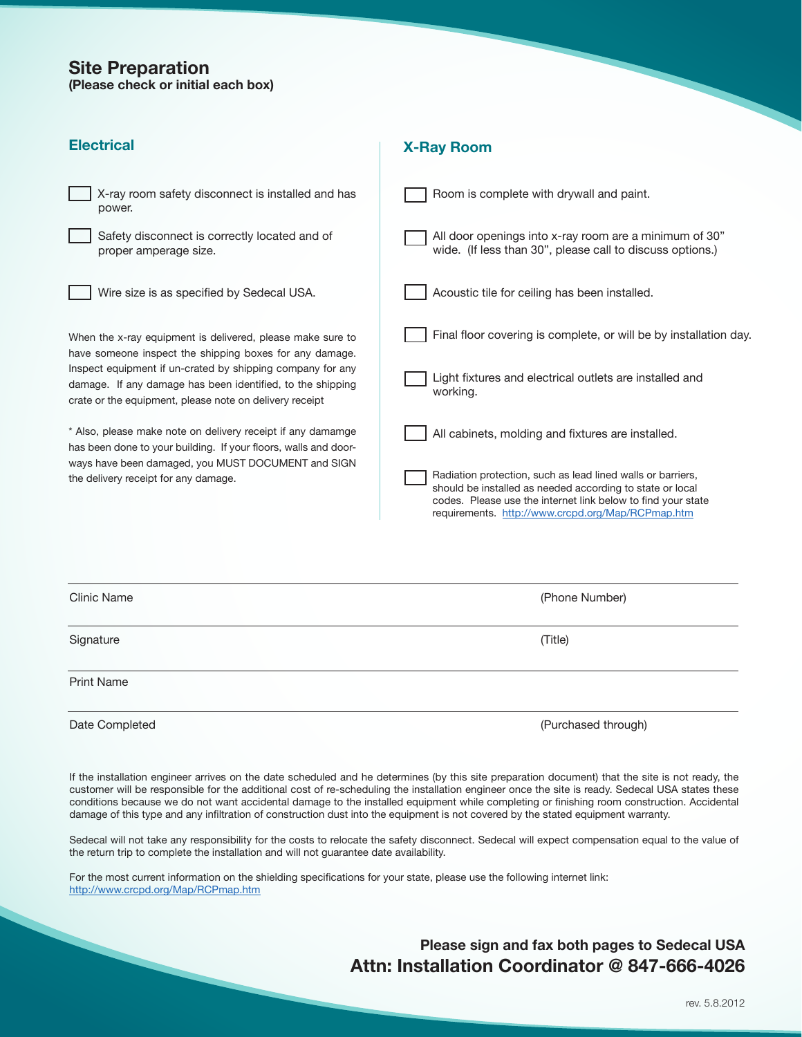## Site Preparation

**(Please check or initial each box)**

### Electrical

- [ ] X-ray room safety disconnect is installed and has power.
- [ ] Safety disconnect is correctly located and of proper amperage size.
- [ ] Wire size is as specified by Sedecal USA.

When the x-ray equipment is delivered, please make sure to have someone inspect the shipping boxes for any damage. Inspect equipment if un-crated by shipping company for any damage. If any damage has been identified, to the shipping crate or the equipment, please note on delivery receipt

* Also, please make note on delivery receipt if any damamge has been done to your building. If your floors, walls and doorways have been damaged, you MUST DOCUMENT and SIGN the delivery receipt for any damage.

### X-Ray Room

- [ ] Room is complete with drywall and paint.
- [ ] All door openings into x-ray room are a minimum of 30" wide. (If less than 30", please call to discuss options.)
- [ ] Acoustic tile for ceiling has been installed.
- [ ] Final floor covering is complete, or will be by installation day.
- [ ] Light fixtures and electrical outlets are installed and working.
- [ ] All cabinets, molding and fixtures are installed.
- [ ] Radiation protection, such as lead lined walls or barriers, should be installed as needed according to state or local codes. Please use the internet link below to find your state requirements. http://www.crcpd.org/Map/RCPmap.htm

Clinic Name _______________ (Phone Number) _______________

Signature _______________ (Title) _______________

Print Name _______________

Date Completed _______________ (Purchased through) _______________

If the installation engineer arrives on the date scheduled and he determines (by this site preparation document) that the site is not ready, the customer will be responsible for the additional cost of re-scheduling the installation engineer once the site is ready. Sedecal USA states these conditions because we do not want accidental damage to the installed equipment while completing or finishing room construction. Accidental damage of this type and any infiltration of construction dust into the equipment is not covered by the stated equipment warranty.

Sedecal will not take any responsibility for the costs to relocate the safety disconnect. Sedecal will expect compensation equal to the value of the return trip to complete the installation and will not guarantee date availability.

For the most current information on the shielding specifications for your state, please use the following internet link: http://www.crcpd.org/Map/RCPmap.htm

**Please sign and fax both pages to Sedecal USA**

**Attn: Installation Coordinator @ 847-666-4026**

rev. 5.8.2012